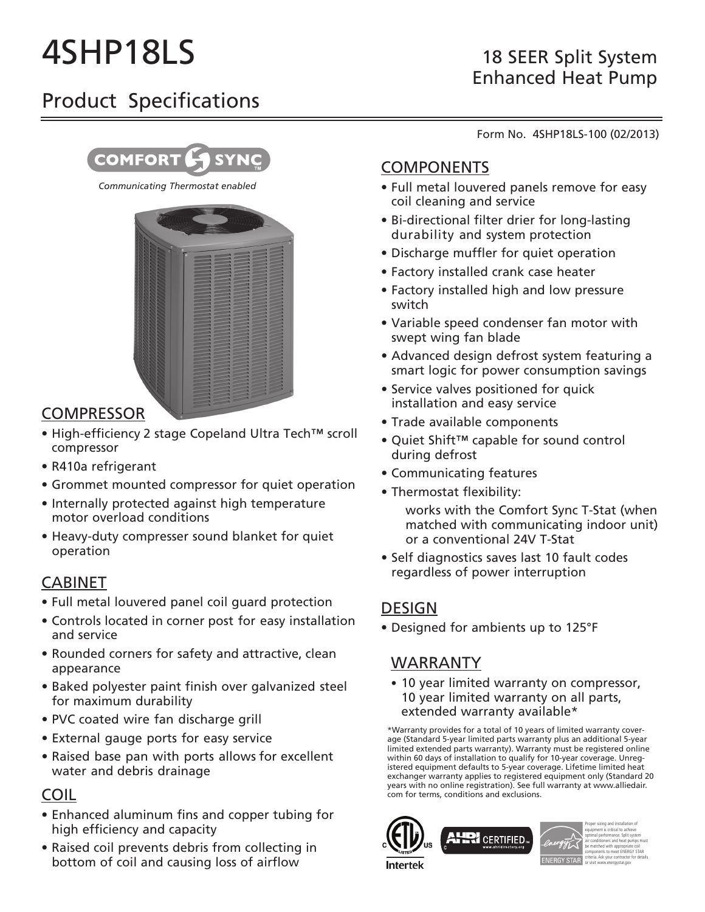# 4SHP18LS

## 18 SEER Split System Enhanced Heat Pump

## Product Specifications

Form No. 4SHP18LS-100 (02/2013)

COMFORT SYNC™

*Communicating Thermostat enabled*

## COMPRESSOR

- High-efficiency 2 stage Copeland Ultra Tech™ scroll compressor
- R410a refrigerant
- Grommet mounted compressor for quiet operation
- Internally protected against high temperature motor overload conditions
- Heavy-duty compresser sound blanket for quiet operation

## CABINET

- Full metal louvered panel coil guard protection
- Controls located in corner post for easy installation and service
- Rounded corners for safety and attractive, clean appearance
- Baked polyester paint finish over galvanized steel for maximum durability
- PVC coated wire fan discharge grill
- External gauge ports for easy service
- Raised base pan with ports allows for excellent water and debris drainage

## COIL

- Enhanced aluminum fins and copper tubing for high efficiency and capacity
- Raised coil prevents debris from collecting in bottom of coil and causing loss of airflow

## COMPONENTS

- Full metal louvered panels remove for easy coil cleaning and service
- Bi-directional filter drier for long-lasting durability and system protection
- Discharge muffler for quiet operation
- Factory installed crank case heater
- Factory installed high and low pressure switch
- Variable speed condenser fan motor with swept wing fan blade
- Advanced design defrost system featuring a smart logic for power consumption savings
- Service valves positioned for quick installation and easy service
- Trade available components
- Quiet Shift™ capable for sound control during defrost
- Communicating features
- Thermostat flexibility:
  works with the Comfort Sync T-Stat (when matched with communicating indoor unit) or a conventional 24V T-Stat
- Self diagnostics saves last 10 fault codes regardless of power interruption

## DESIGN

- Designed for ambients up to 125°F

## WARRANTY

- 10 year limited warranty on compressor, 10 year limited warranty on all parts, extended warranty available*

*Warranty provides for a total of 10 years of limited warranty coverage (Standard 5-year limited parts warranty plus an additional 5-year limited extended parts warranty). Warranty must be registered online within 60 days of installation to qualify for 10-year coverage. Unregistered equipment defaults to 5-year coverage. Lifetime limited heat exchanger warranty applies to registered equipment only (Standard 20 years with no online registration). See full warranty at www.alliedair.com for terms, conditions and exclusions.

Intertek

AHRI CERTIFIED™ www.ahridirectory.org

ENERGY STAR — Proper sizing and installation of equipment is critical to achieve optimal performance. Split system air conditioners and heat pumps must be matched with appropriate coil components to meet ENERGY STAR criteria. Ask your contractor for details or visit www.energystar.gov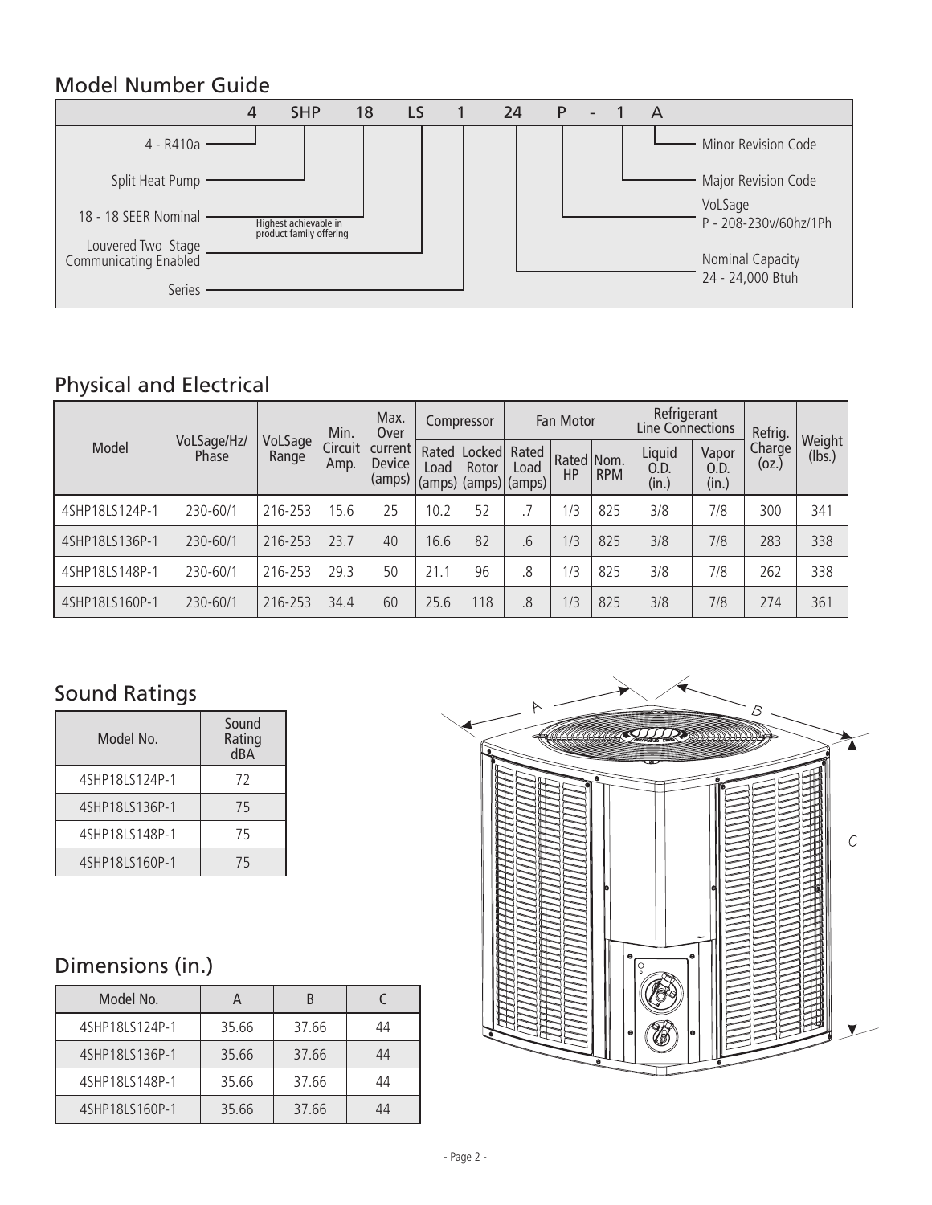## Model Number Guide

| 4 | SHP | 18 | LS | 1 | 24 | P | - | 1 | A |
|---|---|---|---|---|---|---|---|---|---|

- 4 - R410a
- SHP - Split Heat Pump
- 18 - 18 SEER Nominal (Highest achievable in product family offering)
- LS - Louvered Two Stage Communicating Enabled
- 1 - Series
- 24 - Nominal Capacity: 24 - 24,000 Btuh
- P - VoLSage: P - 208-230v/60hz/1Ph
- 1 - Major Revision Code
- A - Minor Revision Code

## Physical and Electrical

| Model | VoLSage/Hz/ Phase | VoLSage Range | Min. Circuit Amp. | Max. Over current Device (amps) | Compressor | | Fan Motor | | | Refrigerant Line Connections | | Refrig. Charge (oz.) | Weight (lbs.) |
|---|---|---|---|---|---|---|---|---|---|---|---|---|---|
| | | | | | Rated Load (amps) | Locked Rotor (amps) | Rated Load (amps) | Rated HP | Nom. RPM | Liquid O.D. (in.) | Vapor O.D. (in.) | | |
| 4SHP18LS124P-1 | 230-60/1 | 216-253 | 15.6 | 25 | 10.2 | 52 | .7 | 1/3 | 825 | 3/8 | 7/8 | 300 | 341 |
| 4SHP18LS136P-1 | 230-60/1 | 216-253 | 23.7 | 40 | 16.6 | 82 | .6 | 1/3 | 825 | 3/8 | 7/8 | 283 | 338 |
| 4SHP18LS148P-1 | 230-60/1 | 216-253 | 29.3 | 50 | 21.1 | 96 | .8 | 1/3 | 825 | 3/8 | 7/8 | 262 | 338 |
| 4SHP18LS160P-1 | 230-60/1 | 216-253 | 34.4 | 60 | 25.6 | 118 | .8 | 1/3 | 825 | 3/8 | 7/8 | 274 | 361 |

## Sound Ratings

| Model No. | Sound Rating dBA |
|---|---|
| 4SHP18LS124P-1 | 72 |
| 4SHP18LS136P-1 | 75 |
| 4SHP18LS148P-1 | 75 |
| 4SHP18LS160P-1 | 75 |

## Dimensions (in.)

| Model No. | A | B | C |
|---|---|---|---|
| 4SHP18LS124P-1 | 35.66 | 37.66 | 44 |
| 4SHP18LS136P-1 | 35.66 | 37.66 | 44 |
| 4SHP18LS148P-1 | 35.66 | 37.66 | 44 |
| 4SHP18LS160P-1 | 35.66 | 37.66 | 44 |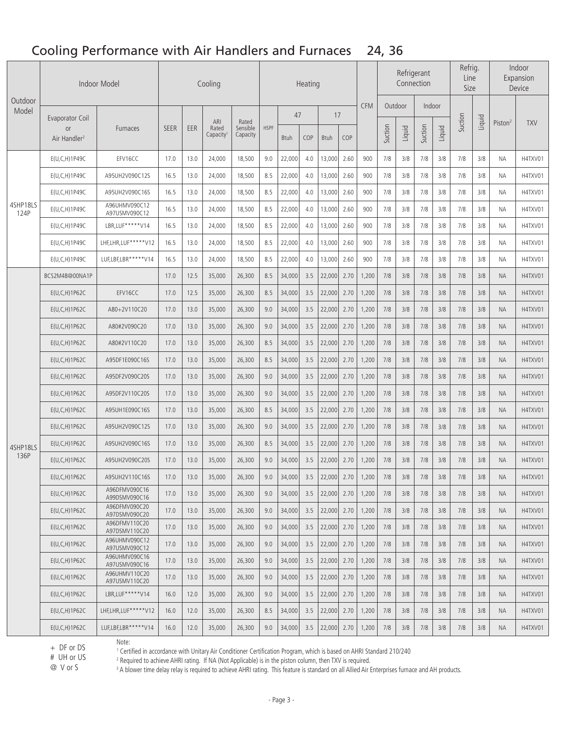## Cooling Performance with Air Handlers and Furnaces 24, 36

| Outdoor Model | Indoor Model | | Cooling | | | | Heating | | | | | CFM | Refrigerant Connection | | | | Refrig. Line Size | | Indoor Expansion Device | |
|---|---|---|---|---|---|---|---|---|---|---|---|---|---|---|---|---|---|---|---|---|
| | Evaporator Coil or Air Handler[2] | Furnaces | SEER | EER | ARI Rated Capacity[1] | Rated Sensible Capacity | HSPF | 47 | | 17 | | | Outdoor | | Indoor | | Suction | Liquid | Piston[2] | TXV |
| | | | | | | | | Btuh | COP | Btuh | COP | | Suction | Liquid | Suction | Liquid | | | | |
| 4SHP18LS 124P | E(U,C,H)1P49C | EFV16CC | 17.0 | 13.0 | 24,000 | 18,500 | 9.0 | 22,000 | 4.0 | 13,000 | 2.60 | 900 | 7/8 | 3/8 | 7/8 | 3/8 | 7/8 | 3/8 | NA | H4TXV01 |
| | E(U,C,H)1P49C | A95UH2V090C12S | 16.5 | 13.0 | 24,000 | 18,500 | 8.5 | 22,000 | 4.0 | 13,000 | 2.60 | 900 | 7/8 | 3/8 | 7/8 | 3/8 | 7/8 | 3/8 | NA | H4TXV01 |
| | E(U,C,H)1P49C | A95UH2V090C16S | 16.5 | 13.0 | 24,000 | 18,500 | 8.5 | 22,000 | 4.0 | 13,000 | 2.60 | 900 | 7/8 | 3/8 | 7/8 | 3/8 | 7/8 | 3/8 | NA | H4TXV01 |
| | E(U,C,H)1P49C | A96UHMV090C12 A97USMV090C12 | 16.5 | 13.0 | 24,000 | 18,500 | 8.5 | 22,000 | 4.0 | 13,000 | 2.60 | 900 | 7/8 | 3/8 | 7/8 | 3/8 | 7/8 | 3/8 | NA | H4TXV01 |
| | E(U,C,H)1P49C | LBR,LUF*****V14 | 16.5 | 13.0 | 24,000 | 18,500 | 8.5 | 22,000 | 4.0 | 13,000 | 2.60 | 900 | 7/8 | 3/8 | 7/8 | 3/8 | 7/8 | 3/8 | NA | H4TXV01 |
| | E(U,C,H)1P49C | LHF,LHR,LUF*****V12 | 16.5 | 13.0 | 24,000 | 18,500 | 8.5 | 22,000 | 4.0 | 13,000 | 2.60 | 900 | 7/8 | 3/8 | 7/8 | 3/8 | 7/8 | 3/8 | NA | H4TXV01 |
| | E(U,C,H)1P49C | LUF,LBF,LBR*****V14 | 16.5 | 13.0 | 24,000 | 18,500 | 8.5 | 22,000 | 4.0 | 13,000 | 2.60 | 900 | 7/8 | 3/8 | 7/8 | 3/8 | 7/8 | 3/8 | NA | H4TXV01 |
| 4SHP18LS 136P | BCS2M48@00NA1P | | 17.0 | 12.5 | 35,000 | 26,300 | 8.5 | 34,000 | 3.5 | 22,000 | 2.70 | 1,200 | 7/8 | 3/8 | 7/8 | 3/8 | 7/8 | 3/8 | NA | H4TXV01 |
| | E(U,C,H)1P62C | EFV16CC | 17.0 | 12.5 | 35,000 | 26,300 | 8.5 | 34,000 | 3.5 | 22,000 | 2.70 | 1,200 | 7/8 | 3/8 | 7/8 | 3/8 | 7/8 | 3/8 | NA | H4TXV01 |
| | E(U,C,H)1P62C | A80+2V110C20 | 17.0 | 13.0 | 35,000 | 26,300 | 9.0 | 34,000 | 3.5 | 22,000 | 2.70 | 1,200 | 7/8 | 3/8 | 7/8 | 3/8 | 7/8 | 3/8 | NA | H4TXV01 |
| | E(U,C,H)1P62C | A80#2V090C20 | 17.0 | 13.0 | 35,000 | 26,300 | 9.0 | 34,000 | 3.5 | 22,000 | 2.70 | 1,200 | 7/8 | 3/8 | 7/8 | 3/8 | 7/8 | 3/8 | NA | H4TXV01 |
| | E(U,C,H)1P62C | A80#2V110C20 | 17.0 | 13.0 | 35,000 | 26,300 | 8.5 | 34,000 | 3.5 | 22,000 | 2.70 | 1,200 | 7/8 | 3/8 | 7/8 | 3/8 | 7/8 | 3/8 | NA | H4TXV01 |
| | E(U,C,H)1P62C | A95DF1E090C16S | 17.0 | 13.0 | 35,000 | 26,300 | 8.5 | 34,000 | 3.5 | 22,000 | 2.70 | 1,200 | 7/8 | 3/8 | 7/8 | 3/8 | 7/8 | 3/8 | NA | H4TXV01 |
| | E(U,C,H)1P62C | A95DF2V090C20S | 17.0 | 13.0 | 35,000 | 26,300 | 9.0 | 34,000 | 3.5 | 22,000 | 2.70 | 1,200 | 7/8 | 3/8 | 7/8 | 3/8 | 7/8 | 3/8 | NA | H4TXV01 |
| | E(U,C,H)1P62C | A95DF2V110C20S | 17.0 | 13.0 | 35,000 | 26,300 | 9.0 | 34,000 | 3.5 | 22,000 | 2.70 | 1,200 | 7/8 | 3/8 | 7/8 | 3/8 | 7/8 | 3/8 | NA | H4TXV01 |
| | E(U,C,H)1P62C | A95UH1E090C16S | 17.0 | 13.0 | 35,000 | 26,300 | 8.5 | 34,000 | 3.5 | 22,000 | 2.70 | 1,200 | 7/8 | 3/8 | 7/8 | 3/8 | 7/8 | 3/8 | NA | H4TXV01 |
| | E(U,C,H)1P62C | A95UH2V090C12S | 17.0 | 13.0 | 35,000 | 26,300 | 9.0 | 34,000 | 3.5 | 22,000 | 2.70 | 1,200 | 7/8 | 3/8 | 7/8 | 3/8 | 7/8 | 3/8 | NA | H4TXV01 |
| | E(U,C,H)1P62C | A95UH2V090C16S | 17.0 | 13.0 | 35,000 | 26,300 | 8.5 | 34,000 | 3.5 | 22,000 | 2.70 | 1,200 | 7/8 | 3/8 | 7/8 | 3/8 | 7/8 | 3/8 | NA | H4TXV01 |
| | E(U,C,H)1P62C | A95UH2V090C20S | 17.0 | 13.0 | 35,000 | 26,300 | 9.0 | 34,000 | 3.5 | 22,000 | 2.70 | 1,200 | 7/8 | 3/8 | 7/8 | 3/8 | 7/8 | 3/8 | NA | H4TXV01 |
| | E(U,C,H)1P62C | A95UH2V110C16S | 17.0 | 13.0 | 35,000 | 26,300 | 9.0 | 34,000 | 3.5 | 22,000 | 2.70 | 1,200 | 7/8 | 3/8 | 7/8 | 3/8 | 7/8 | 3/8 | NA | H4TXV01 |
| | E(U,C,H)1P62C | A96DFMV090C16 A99DSMV090C16 | 17.0 | 13.0 | 35,000 | 26,300 | 9.0 | 34,000 | 3.5 | 22,000 | 2.70 | 1,200 | 7/8 | 3/8 | 7/8 | 3/8 | 7/8 | 3/8 | NA | H4TXV01 |
| | E(U,C,H)1P62C | A96DFMV090C20 A97DSMV090C20 | 17.0 | 13.0 | 35,000 | 26,300 | 9.0 | 34,000 | 3.5 | 22,000 | 2.70 | 1,200 | 7/8 | 3/8 | 7/8 | 3/8 | 7/8 | 3/8 | NA | H4TXV01 |
| | E(U,C,H)1P62C | A96DFMV110C20 A97DSMV110C20 | 17.0 | 13.0 | 35,000 | 26,300 | 9.0 | 34,000 | 3.5 | 22,000 | 2.70 | 1,200 | 7/8 | 3/8 | 7/8 | 3/8 | 7/8 | 3/8 | NA | H4TXV01 |
| | E(U,C,H)1P62C | A96UHMV090C12 A97USMV090C12 | 17.0 | 13.0 | 35,000 | 26,300 | 9.0 | 34,000 | 3.5 | 22,000 | 2.70 | 1,200 | 7/8 | 3/8 | 7/8 | 3/8 | 7/8 | 3/8 | NA | H4TXV01 |
| | E(U,C,H)1P62C | A96UHMV090C16 A97USMV090C16 | 17.0 | 13.0 | 35,000 | 26,300 | 9.0 | 34,000 | 3.5 | 22,000 | 2.70 | 1,200 | 7/8 | 3/8 | 7/8 | 3/8 | 7/8 | 3/8 | NA | H4TXV01 |
| | E(U,C,H)1P62C | A96UHMV110C20 A97USMV110C20 | 17.0 | 13.0 | 35,000 | 26,300 | 9.0 | 34,000 | 3.5 | 22,000 | 2.70 | 1,200 | 7/8 | 3/8 | 7/8 | 3/8 | 7/8 | 3/8 | NA | H4TXV01 |
| | E(U,C,H)1P62C | LBR,LUF*****V14 | 16.0 | 12.0 | 35,000 | 26,300 | 9.0 | 34,000 | 3.5 | 22,000 | 2.70 | 1,200 | 7/8 | 3/8 | 7/8 | 3/8 | 7/8 | 3/8 | NA | H4TXV01 |
| | E(U,C,H)1P62C | LHF,LHR,LUF*****V12 | 16.0 | 12.0 | 35,000 | 26,300 | 8.5 | 34,000 | 3.5 | 22,000 | 2.70 | 1,200 | 7/8 | 3/8 | 7/8 | 3/8 | 7/8 | 3/8 | NA | H4TXV01 |
| | E(U,C,H)1P62C | LUF,LBF,LBR*****V14 | 16.0 | 12.0 | 35,000 | 26,300 | 9.0 | 34,000 | 3.5 | 22,000 | 2.70 | 1,200 | 7/8 | 3/8 | 7/8 | 3/8 | 7/8 | 3/8 | NA | H4TXV01 |

\+ DF or DS
\# UH or US
@ V or S

Note:
[1] Certified in accordance with Unitary Air Conditioner Certification Program, which is based on AHRI Standard 210/240
[2] Required to achieve AHRI rating. If NA (Not Applicable) is in the piston column, then TXV is required.
[3] A blower time delay relay is required to achieve AHRI rating. This feature is standard on all Allied Air Enterprises furnace and AH products.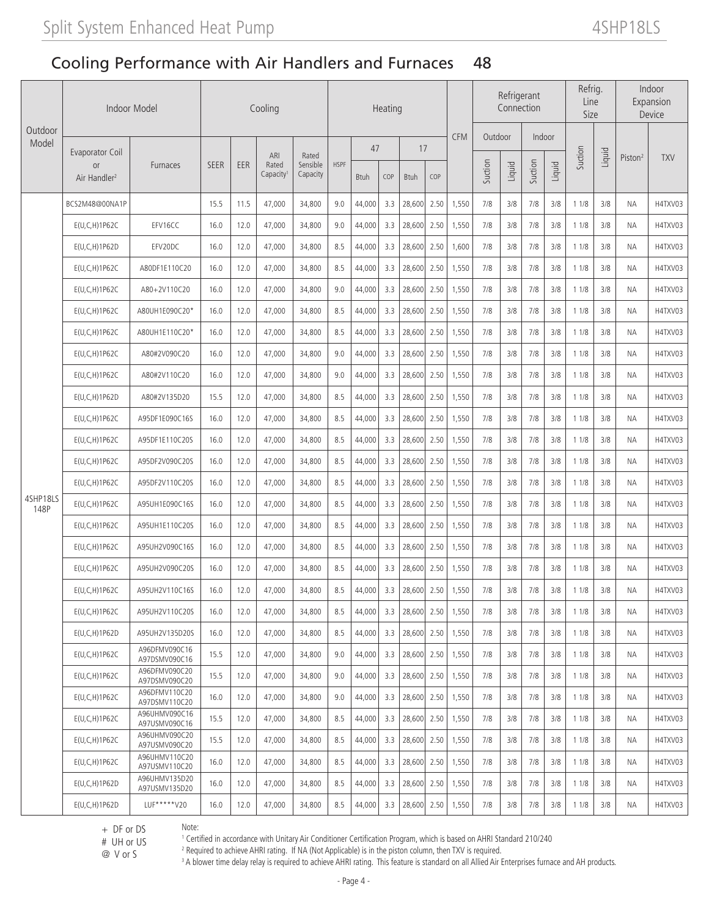## Cooling Performance with Air Handlers and Furnaces 48

| Outdoor Model | Indoor Model | | Cooling | | | | Heating | | | | | CFM | Refrigerant Connection | | | | Refrig. Line Size | | Indoor Expansion Device | |
|---|---|---|---|---|---|---|---|---|---|---|---|---|---|---|---|---|---|---|---|---|
| | Evaporator Coil or Air Handler[2] | Furnaces | SEER | EER | ARI Rated Capacity[1] | Rated Sensible Capacity | HSPF | 47 | | 17 | | | Outdoor | | Indoor | | Suction | Liquid | Piston[2] | TXV |
| | | | | | | | | Btuh | COP | Btuh | COP | | Suction | Liquid | Suction | Liquid | | | | |
| 4SHP18LS 148P | BCS2M48@00NA1P | | 15.5 | 11.5 | 47,000 | 34,800 | 9.0 | 44,000 | 3.3 | 28,600 | 2.50 | 1,550 | 7/8 | 3/8 | 7/8 | 3/8 | 1 1/8 | 3/8 | NA | H4TXV03 |
| | E(U,C,H)1P62C | EFV16CC | 16.0 | 12.0 | 47,000 | 34,800 | 9.0 | 44,000 | 3.3 | 28,600 | 2.50 | 1,550 | 7/8 | 3/8 | 7/8 | 3/8 | 1 1/8 | 3/8 | NA | H4TXV03 |
| | E(U,C,H)1P62D | EFV20DC | 16.0 | 12.0 | 47,000 | 34,800 | 8.5 | 44,000 | 3.3 | 28,600 | 2.50 | 1,600 | 7/8 | 3/8 | 7/8 | 3/8 | 1 1/8 | 3/8 | NA | H4TXV03 |
| | E(U,C,H)1P62C | A80DF1E110C20 | 16.0 | 12.0 | 47,000 | 34,800 | 8.5 | 44,000 | 3.3 | 28,600 | 2.50 | 1,550 | 7/8 | 3/8 | 7/8 | 3/8 | 1 1/8 | 3/8 | NA | H4TXV03 |
| | E(U,C,H)1P62C | A80+2V110C20 | 16.0 | 12.0 | 47,000 | 34,800 | 9.0 | 44,000 | 3.3 | 28,600 | 2.50 | 1,550 | 7/8 | 3/8 | 7/8 | 3/8 | 1 1/8 | 3/8 | NA | H4TXV03 |
| | E(U,C,H)1P62C | A80UH1E090C20* | 16.0 | 12.0 | 47,000 | 34,800 | 8.5 | 44,000 | 3.3 | 28,600 | 2.50 | 1,550 | 7/8 | 3/8 | 7/8 | 3/8 | 1 1/8 | 3/8 | NA | H4TXV03 |
| | E(U,C,H)1P62C | A80UH1E110C20* | 16.0 | 12.0 | 47,000 | 34,800 | 8.5 | 44,000 | 3.3 | 28,600 | 2.50 | 1,550 | 7/8 | 3/8 | 7/8 | 3/8 | 1 1/8 | 3/8 | NA | H4TXV03 |
| | E(U,C,H)1P62C | A80#2V090C20 | 16.0 | 12.0 | 47,000 | 34,800 | 9.0 | 44,000 | 3.3 | 28,600 | 2.50 | 1,550 | 7/8 | 3/8 | 7/8 | 3/8 | 1 1/8 | 3/8 | NA | H4TXV03 |
| | E(U,C,H)1P62C | A80#2V110C20 | 16.0 | 12.0 | 47,000 | 34,800 | 9.0 | 44,000 | 3.3 | 28,600 | 2.50 | 1,550 | 7/8 | 3/8 | 7/8 | 3/8 | 1 1/8 | 3/8 | NA | H4TXV03 |
| | E(U,C,H)1P62D | A80#2V135D20 | 15.5 | 12.0 | 47,000 | 34,800 | 8.5 | 44,000 | 3.3 | 28,600 | 2.50 | 1,550 | 7/8 | 3/8 | 7/8 | 3/8 | 1 1/8 | 3/8 | NA | H4TXV03 |
| | E(U,C,H)1P62C | A95DF1E090C16S | 16.0 | 12.0 | 47,000 | 34,800 | 8.5 | 44,000 | 3.3 | 28,600 | 2.50 | 1,550 | 7/8 | 3/8 | 7/8 | 3/8 | 1 1/8 | 3/8 | NA | H4TXV03 |
| | E(U,C,H)1P62C | A95DF1E110C20S | 16.0 | 12.0 | 47,000 | 34,800 | 8.5 | 44,000 | 3.3 | 28,600 | 2.50 | 1,550 | 7/8 | 3/8 | 7/8 | 3/8 | 1 1/8 | 3/8 | NA | H4TXV03 |
| | E(U,C,H)1P62C | A95DF2V090C20S | 16.0 | 12.0 | 47,000 | 34,800 | 8.5 | 44,000 | 3.3 | 28,600 | 2.50 | 1,550 | 7/8 | 3/8 | 7/8 | 3/8 | 1 1/8 | 3/8 | NA | H4TXV03 |
| | E(U,C,H)1P62C | A95DF2V110C20S | 16.0 | 12.0 | 47,000 | 34,800 | 8.5 | 44,000 | 3.3 | 28,600 | 2.50 | 1,550 | 7/8 | 3/8 | 7/8 | 3/8 | 1 1/8 | 3/8 | NA | H4TXV03 |
| | E(U,C,H)1P62C | A95UH1E090C16S | 16.0 | 12.0 | 47,000 | 34,800 | 8.5 | 44,000 | 3.3 | 28,600 | 2.50 | 1,550 | 7/8 | 3/8 | 7/8 | 3/8 | 1 1/8 | 3/8 | NA | H4TXV03 |
| | E(U,C,H)1P62C | A95UH1E110C20S | 16.0 | 12.0 | 47,000 | 34,800 | 8.5 | 44,000 | 3.3 | 28,600 | 2.50 | 1,550 | 7/8 | 3/8 | 7/8 | 3/8 | 1 1/8 | 3/8 | NA | H4TXV03 |
| | E(U,C,H)1P62C | A95UH2V090C16S | 16.0 | 12.0 | 47,000 | 34,800 | 8.5 | 44,000 | 3.3 | 28,600 | 2.50 | 1,550 | 7/8 | 3/8 | 7/8 | 3/8 | 1 1/8 | 3/8 | NA | H4TXV03 |
| | E(U,C,H)1P62C | A95UH2V090C20S | 16.0 | 12.0 | 47,000 | 34,800 | 8.5 | 44,000 | 3.3 | 28,600 | 2.50 | 1,550 | 7/8 | 3/8 | 7/8 | 3/8 | 1 1/8 | 3/8 | NA | H4TXV03 |
| | E(U,C,H)1P62C | A95UH2V110C16S | 16.0 | 12.0 | 47,000 | 34,800 | 8.5 | 44,000 | 3.3 | 28,600 | 2.50 | 1,550 | 7/8 | 3/8 | 7/8 | 3/8 | 1 1/8 | 3/8 | NA | H4TXV03 |
| | E(U,C,H)1P62C | A95UH2V110C20S | 16.0 | 12.0 | 47,000 | 34,800 | 8.5 | 44,000 | 3.3 | 28,600 | 2.50 | 1,550 | 7/8 | 3/8 | 7/8 | 3/8 | 1 1/8 | 3/8 | NA | H4TXV03 |
| | E(U,C,H)1P62D | A95UH2V135D20S | 16.0 | 12.0 | 47,000 | 34,800 | 8.5 | 44,000 | 3.3 | 28,600 | 2.50 | 1,550 | 7/8 | 3/8 | 7/8 | 3/8 | 1 1/8 | 3/8 | NA | H4TXV03 |
| | E(U,C,H)1P62C | A96DFMV090C16 A97DSMV090C16 | 15.5 | 12.0 | 47,000 | 34,800 | 9.0 | 44,000 | 3.3 | 28,600 | 2.50 | 1,550 | 7/8 | 3/8 | 7/8 | 3/8 | 1 1/8 | 3/8 | NA | H4TXV03 |
| | E(U,C,H)1P62C | A96DFMV090C20 A97DSMV090C20 | 15.5 | 12.0 | 47,000 | 34,800 | 9.0 | 44,000 | 3.3 | 28,600 | 2.50 | 1,550 | 7/8 | 3/8 | 7/8 | 3/8 | 1 1/8 | 3/8 | NA | H4TXV03 |
| | E(U,C,H)1P62C | A96DFMV110C20 A97DSMV110C20 | 16.0 | 12.0 | 47,000 | 34,800 | 9.0 | 44,000 | 3.3 | 28,600 | 2.50 | 1,550 | 7/8 | 3/8 | 7/8 | 3/8 | 1 1/8 | 3/8 | NA | H4TXV03 |
| | E(U,C,H)1P62C | A96UHMV090C16 A97USMV090C16 | 15.5 | 12.0 | 47,000 | 34,800 | 8.5 | 44,000 | 3.3 | 28,600 | 2.50 | 1,550 | 7/8 | 3/8 | 7/8 | 3/8 | 1 1/8 | 3/8 | NA | H4TXV03 |
| | E(U,C,H)1P62C | A96UHMV090C20 A97USMV090C20 | 15.5 | 12.0 | 47,000 | 34,800 | 8.5 | 44,000 | 3.3 | 28,600 | 2.50 | 1,550 | 7/8 | 3/8 | 7/8 | 3/8 | 1 1/8 | 3/8 | NA | H4TXV03 |
| | E(U,C,H)1P62C | A96UHMV110C20 A97USMV110C20 | 16.0 | 12.0 | 47,000 | 34,800 | 8.5 | 44,000 | 3.3 | 28,600 | 2.50 | 1,550 | 7/8 | 3/8 | 7/8 | 3/8 | 1 1/8 | 3/8 | NA | H4TXV03 |
| | E(U,C,H)1P62D | A96UHMV135D20 A97USMV135D20 | 16.0 | 12.0 | 47,000 | 34,800 | 8.5 | 44,000 | 3.3 | 28,600 | 2.50 | 1,550 | 7/8 | 3/8 | 7/8 | 3/8 | 1 1/8 | 3/8 | NA | H4TXV03 |
| | E(U,C,H)1P62D | LUF*****V20 | 16.0 | 12.0 | 47,000 | 34,800 | 8.5 | 44,000 | 3.3 | 28,600 | 2.50 | 1,550 | 7/8 | 3/8 | 7/8 | 3/8 | 1 1/8 | 3/8 | NA | H4TXV03 |

+ DF or DS
# UH or US
@ V or S

Note:
[1] Certified in accordance with Unitary Air Conditioner Certification Program, which is based on AHRI Standard 210/240
[2] Required to achieve AHRI rating. If NA (Not Applicable) is in the piston column, then TXV is required.
[3] A blower time delay relay is required to achieve AHRI rating. This feature is standard on all Allied Air Enterprises furnace and AH products.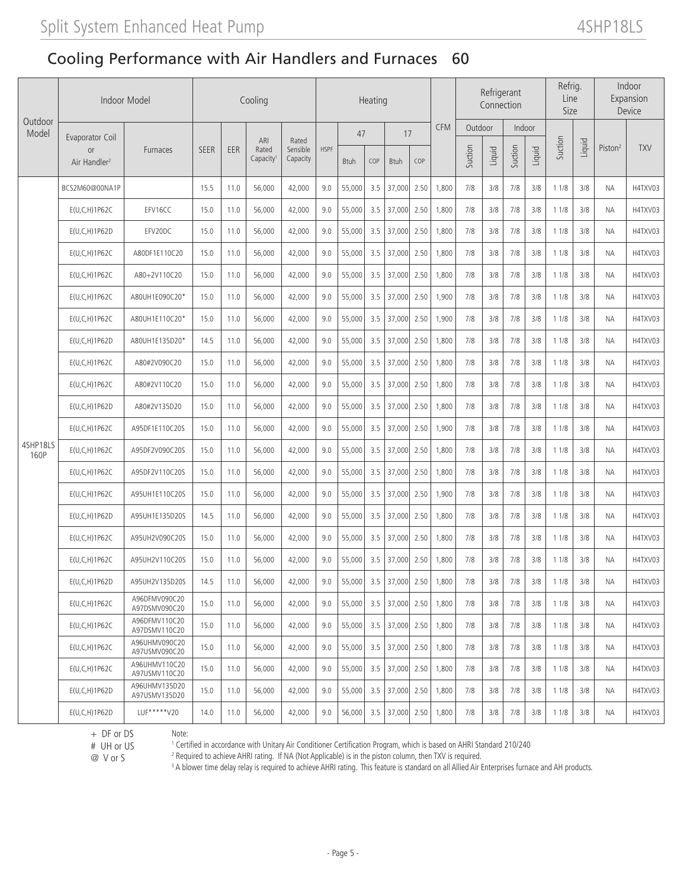## Cooling Performance with Air Handlers and Furnaces 60

| Outdoor Model | Indoor Model | | Cooling | | | | Heating | | | | | CFM | Refrigerant Connection | | | | Refrig. Line Size | | Indoor Expansion Device | |
|---|---|---|---|---|---|---|---|---|---|---|---|---|---|---|---|---|---|---|---|---|
| | Evaporator Coil or Air Handler[2] | Furnaces | SEER | EER | ARI Rated Capacity[1] | Rated Sensible Capacity | HSPF | 47 | | 17 | | | Outdoor | | Indoor | | Suction | Liquid | Piston[2] | TXV |
| | | | | | | | | Btuh | COP | Btuh | COP | | Suction | Liquid | Suction | Liquid | | | | |
| 4SHP18LS 160P | BCS2M60@00NA1P | | 15.5 | 11.0 | 56,000 | 42,000 | 9.0 | 55,000 | 3.5 | 37,000 | 2.50 | 1,800 | 7/8 | 3/8 | 7/8 | 3/8 | 1 1/8 | 3/8 | NA | H4TXV03 |
| | E(U,C,H)1P62C | EFV16CC | 15.0 | 11.0 | 56,000 | 42,000 | 9.0 | 55,000 | 3.5 | 37,000 | 2.50 | 1,800 | 7/8 | 3/8 | 7/8 | 3/8 | 1 1/8 | 3/8 | NA | H4TXV03 |
| | E(U,C,H)1P62D | EFV20DC | 15.0 | 11.0 | 56,000 | 42,000 | 9.0 | 55,000 | 3.5 | 37,000 | 2.50 | 1,800 | 7/8 | 3/8 | 7/8 | 3/8 | 1 1/8 | 3/8 | NA | H4TXV03 |
| | E(U,C,H)1P62C | A80DF1E110C20 | 15.0 | 11.0 | 56,000 | 42,000 | 9.0 | 55,000 | 3.5 | 37,000 | 2.50 | 1,800 | 7/8 | 3/8 | 7/8 | 3/8 | 1 1/8 | 3/8 | NA | H4TXV03 |
| | E(U,C,H)1P62C | A80+2V110C20 | 15.0 | 11.0 | 56,000 | 42,000 | 9.0 | 55,000 | 3.5 | 37,000 | 2.50 | 1,800 | 7/8 | 3/8 | 7/8 | 3/8 | 1 1/8 | 3/8 | NA | H4TXV03 |
| | E(U,C,H)1P62C | A80UH1E090C20* | 15.0 | 11.0 | 56,000 | 42,000 | 9.0 | 55,000 | 3.5 | 37,000 | 2.50 | 1,900 | 7/8 | 3/8 | 7/8 | 3/8 | 1 1/8 | 3/8 | NA | H4TXV03 |
| | E(U,C,H)1P62C | A80UH1E110C20* | 15.0 | 11.0 | 56,000 | 42,000 | 9.0 | 55,000 | 3.5 | 37,000 | 2.50 | 1,900 | 7/8 | 3/8 | 7/8 | 3/8 | 1 1/8 | 3/8 | NA | H4TXV03 |
| | E(U,C,H)1P62D | A80UH1E135D20* | 14.5 | 11.0 | 56,000 | 42,000 | 9.0 | 55,000 | 3.5 | 37,000 | 2.50 | 1,800 | 7/8 | 3/8 | 7/8 | 3/8 | 1 1/8 | 3/8 | NA | H4TXV03 |
| | E(U,C,H)1P62C | A80#2V090C20 | 15.0 | 11.0 | 56,000 | 42,000 | 9.0 | 55,000 | 3.5 | 37,000 | 2.50 | 1,800 | 7/8 | 3/8 | 7/8 | 3/8 | 1 1/8 | 3/8 | NA | H4TXV03 |
| | E(U,C,H)1P62C | A80#2V110C20 | 15.0 | 11.0 | 56,000 | 42,000 | 9.0 | 55,000 | 3.5 | 37,000 | 2.50 | 1,800 | 7/8 | 3/8 | 7/8 | 3/8 | 1 1/8 | 3/8 | NA | H4TXV03 |
| | E(U,C,H)1P62D | A80#2V135D20 | 15.0 | 11.0 | 56,000 | 42,000 | 9.0 | 55,000 | 3.5 | 37,000 | 2.50 | 1,800 | 7/8 | 3/8 | 7/8 | 3/8 | 1 1/8 | 3/8 | NA | H4TXV03 |
| | E(U,C,H)1P62C | A95DF1E110C20S | 15.0 | 11.0 | 56,000 | 42,000 | 9.0 | 55,000 | 3.5 | 37,000 | 2.50 | 1,900 | 7/8 | 3/8 | 7/8 | 3/8 | 1 1/8 | 3/8 | NA | H4TXV03 |
| | E(U,C,H)1P62C | A95DF2V090C20S | 15.0 | 11.0 | 56,000 | 42,000 | 9.0 | 55,000 | 3.5 | 37,000 | 2.50 | 1,800 | 7/8 | 3/8 | 7/8 | 3/8 | 1 1/8 | 3/8 | NA | H4TXV03 |
| | E(U,C,H)1P62C | A95DF2V110C20S | 15.0 | 11.0 | 56,000 | 42,000 | 9.0 | 55,000 | 3.5 | 37,000 | 2.50 | 1,800 | 7/8 | 3/8 | 7/8 | 3/8 | 1 1/8 | 3/8 | NA | H4TXV03 |
| | E(U,C,H)1P62C | A95UH1E110C20S | 15.0 | 11.0 | 56,000 | 42,000 | 9.0 | 55,000 | 3.5 | 37,000 | 2.50 | 1,900 | 7/8 | 3/8 | 7/8 | 3/8 | 1 1/8 | 3/8 | NA | H4TXV03 |
| | E(U,C,H)1P62D | A95UH1E135D20S | 14.5 | 11.0 | 56,000 | 42,000 | 9.0 | 55,000 | 3.5 | 37,000 | 2.50 | 1,800 | 7/8 | 3/8 | 7/8 | 3/8 | 1 1/8 | 3/8 | NA | H4TXV03 |
| | E(U,C,H)1P62C | A95UH2V090C20S | 15.0 | 11.0 | 56,000 | 42,000 | 9.0 | 55,000 | 3.5 | 37,000 | 2.50 | 1,800 | 7/8 | 3/8 | 7/8 | 3/8 | 1 1/8 | 3/8 | NA | H4TXV03 |
| | E(U,C,H)1P62C | A95UH2V110C20S | 15.0 | 11.0 | 56,000 | 42,000 | 9.0 | 55,000 | 3.5 | 37,000 | 2.50 | 1,800 | 7/8 | 3/8 | 7/8 | 3/8 | 1 1/8 | 3/8 | NA | H4TXV03 |
| | E(U,C,H)1P62D | A95UH2V135D20S | 14.5 | 11.0 | 56,000 | 42,000 | 9.0 | 55,000 | 3.5 | 37,000 | 2.50 | 1,800 | 7/8 | 3/8 | 7/8 | 3/8 | 1 1/8 | 3/8 | NA | H4TXV03 |
| | E(U,C,H)1P62C | A96DFMV090C20 A97DSMV090C20 | 15.0 | 11.0 | 56,000 | 42,000 | 9.0 | 55,000 | 3.5 | 37,000 | 2.50 | 1,800 | 7/8 | 3/8 | 7/8 | 3/8 | 1 1/8 | 3/8 | NA | H4TXV03 |
| | E(U,C,H)1P62C | A96DFMV110C20 A97DSMV110C20 | 15.0 | 11.0 | 56,000 | 42,000 | 9.0 | 55,000 | 3.5 | 37,000 | 2.50 | 1,800 | 7/8 | 3/8 | 7/8 | 3/8 | 1 1/8 | 3/8 | NA | H4TXV03 |
| | E(U,C,H)1P62C | A96UHMV090C20 A97USMV090C20 | 15.0 | 11.0 | 56,000 | 42,000 | 9.0 | 55,000 | 3.5 | 37,000 | 2.50 | 1,800 | 7/8 | 3/8 | 7/8 | 3/8 | 1 1/8 | 3/8 | NA | H4TXV03 |
| | E(U,C,H)1P62C | A96UHMV110C20 A97USMV110C20 | 15.0 | 11.0 | 56,000 | 42,000 | 9.0 | 55,000 | 3.5 | 37,000 | 2.50 | 1,800 | 7/8 | 3/8 | 7/8 | 3/8 | 1 1/8 | 3/8 | NA | H4TXV03 |
| | E(U,C,H)1P62D | A96UHMV135D20 A97USMV135D20 | 15.0 | 11.0 | 56,000 | 42,000 | 9.0 | 55,000 | 3.5 | 37,000 | 2.50 | 1,800 | 7/8 | 3/8 | 7/8 | 3/8 | 1 1/8 | 3/8 | NA | H4TXV03 |
| | E(U,C,H)1P62D | LUF*****V20 | 14.0 | 11.0 | 56,000 | 42,000 | 9.0 | 56,000 | 3.5 | 37,000 | 2.50 | 1,800 | 7/8 | 3/8 | 7/8 | 3/8 | 1 1/8 | 3/8 | NA | H4TXV03 |

\+ DF or DS
\# UH or US
@ V or S

Note:
[1] Certified in accordance with Unitary Air Conditioner Certification Program, which is based on AHRI Standard 210/240
[2] Required to achieve AHRI rating. If NA (Not Applicable) is in the piston column, then TXV is required.
[3] A blower time delay relay is required to achieve AHRI rating. This feature is standard on all Allied Air Enterprises furnace and AH products.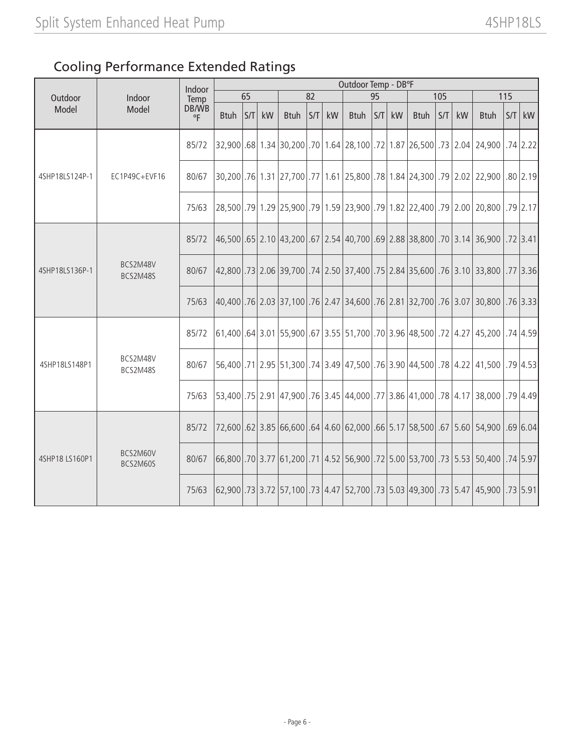## Cooling Performance Extended Ratings

| Outdoor Model | Indoor Model | Indoor Temp DB/WB °F | Outdoor Temp - DB°F | | | | | | | | | | | | | | |
|---|---|---|---|---|---|---|---|---|---|---|---|---|---|---|---|---|---|
| | | | 65 | | | 82 | | | 95 | | | 105 | | | 115 | | |
| | | | Btuh | S/T | kW | Btuh | S/T | kW | Btuh | S/T | kW | Btuh | S/T | kW | Btuh | S/T | kW |
| 4SHP18LS124P-1 | EC1P49C+EVF16 | 85/72 | 32,900 | .68 | 1.34 | 30,200 | .70 | 1.64 | 28,100 | .72 | 1.87 | 26,500 | .73 | 2.04 | 24,900 | .74 | 2.22 |
| | | 80/67 | 30,200 | .76 | 1.31 | 27,700 | .77 | 1.61 | 25,800 | .78 | 1.84 | 24,300 | .79 | 2.02 | 22,900 | .80 | 2.19 |
| | | 75/63 | 28,500 | .79 | 1.29 | 25,900 | .79 | 1.59 | 23,900 | .79 | 1.82 | 22,400 | .79 | 2.00 | 20,800 | .79 | 2.17 |
| 4SHP18LS136P-1 | BCS2M48V BCS2M48S | 85/72 | 46,500 | .65 | 2.10 | 43,200 | .67 | 2.54 | 40,700 | .69 | 2.88 | 38,800 | .70 | 3.14 | 36,900 | .72 | 3.41 |
| | | 80/67 | 42,800 | .73 | 2.06 | 39,700 | .74 | 2.50 | 37,400 | .75 | 2.84 | 35,600 | .76 | 3.10 | 33,800 | .77 | 3.36 |
| | | 75/63 | 40,400 | .76 | 2.03 | 37,100 | .76 | 2.47 | 34,600 | .76 | 2.81 | 32,700 | .76 | 3.07 | 30,800 | .76 | 3.33 |
| 4SHP18LS148P1 | BCS2M48V BCS2M48S | 85/72 | 61,400 | .64 | 3.01 | 55,900 | .67 | 3.55 | 51,700 | .70 | 3.96 | 48,500 | .72 | 4.27 | 45,200 | .74 | 4.59 |
| | | 80/67 | 56,400 | .71 | 2.95 | 51,300 | .74 | 3.49 | 47,500 | .76 | 3.90 | 44,500 | .78 | 4.22 | 41,500 | .79 | 4.53 |
| | | 75/63 | 53,400 | .75 | 2.91 | 47,900 | .76 | 3.45 | 44,000 | .77 | 3.86 | 41,000 | .78 | 4.17 | 38,000 | .79 | 4.49 |
| 4SHP18 LS160P1 | BCS2M60V BCS2M60S | 85/72 | 72,600 | .62 | 3.85 | 66,600 | .64 | 4.60 | 62,000 | .66 | 5.17 | 58,500 | .67 | 5.60 | 54,900 | .69 | 6.04 |
| | | 80/67 | 66,800 | .70 | 3.77 | 61,200 | .71 | 4.52 | 56,900 | .72 | 5.00 | 53,700 | .73 | 5.53 | 50,400 | .74 | 5.97 |
| | | 75/63 | 62,900 | .73 | 3.72 | 57,100 | .73 | 4.47 | 52,700 | .73 | 5.03 | 49,300 | .73 | 5.47 | 45,900 | .73 | 5.91 |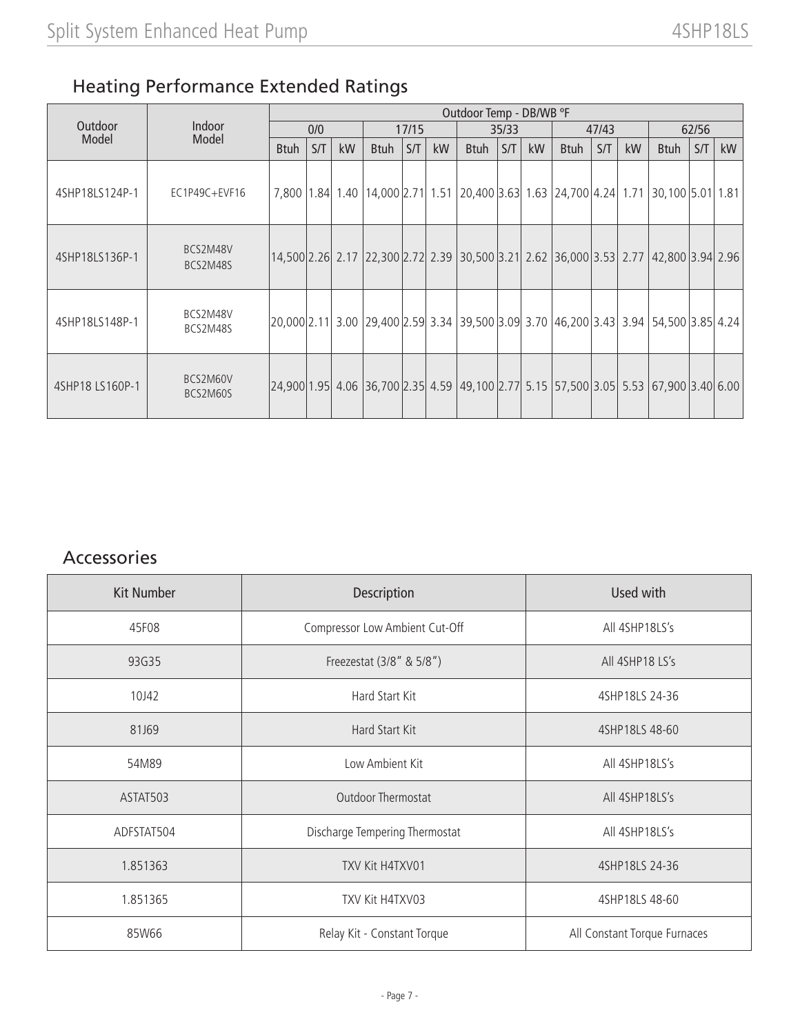## Heating Performance Extended Ratings

| Outdoor Model | Indoor Model | Outdoor Temp - DB/WB °F | | | | | | | | | | | | | | |
|---|---|---|---|---|---|---|---|---|---|---|---|---|---|---|---|---|
| | | 0/0 | | | 17/15 | | | 35/33 | | | 47/43 | | | 62/56 | | |
| | | Btuh | S/T | kW | Btuh | S/T | kW | Btuh | S/T | kW | Btuh | S/T | kW | Btuh | S/T | kW |
| 4SHP18LS124P-1 | EC1P49C+EVF16 | 7,800 | 1.84 | 1.40 | 14,000 | 2.71 | 1.51 | 20,400 | 3.63 | 1.63 | 24,700 | 4.24 | 1.71 | 30,100 | 5.01 | 1.81 |
| 4SHP18LS136P-1 | BCS2M48V BCS2M48S | 14,500 | 2.26 | 2.17 | 22,300 | 2.72 | 2.39 | 30,500 | 3.21 | 2.62 | 36,000 | 3.53 | 2.77 | 42,800 | 3.94 | 2.96 |
| 4SHP18LS148P-1 | BCS2M48V BCS2M48S | 20,000 | 2.11 | 3.00 | 29,400 | 2.59 | 3.34 | 39,500 | 3.09 | 3.70 | 46,200 | 3.43 | 3.94 | 54,500 | 3.85 | 4.24 |
| 4SHP18 LS160P-1 | BCS2M60V BCS2M60S | 24,900 | 1.95 | 4.06 | 36,700 | 2.35 | 4.59 | 49,100 | 2.77 | 5.15 | 57,500 | 3.05 | 5.53 | 67,900 | 3.40 | 6.00 |

## Accessories

| Kit Number | Description | Used with |
|---|---|---|
| 45F08 | Compressor Low Ambient Cut-Off | All 4SHP18LS's |
| 93G35 | Freezestat (3/8" & 5/8") | All 4SHP18 LS's |
| 10J42 | Hard Start Kit | 4SHP18LS 24-36 |
| 81J69 | Hard Start Kit | 4SHP18LS 48-60 |
| 54M89 | Low Ambient Kit | All 4SHP18LS's |
| ASTAT503 | Outdoor Thermostat | All 4SHP18LS's |
| ADFSTAT504 | Discharge Tempering Thermostat | All 4SHP18LS's |
| 1.851363 | TXV Kit H4TXV01 | 4SHP18LS 24-36 |
| 1.851365 | TXV Kit H4TXV03 | 4SHP18LS 48-60 |
| 85W66 | Relay Kit - Constant Torque | All Constant Torque Furnaces |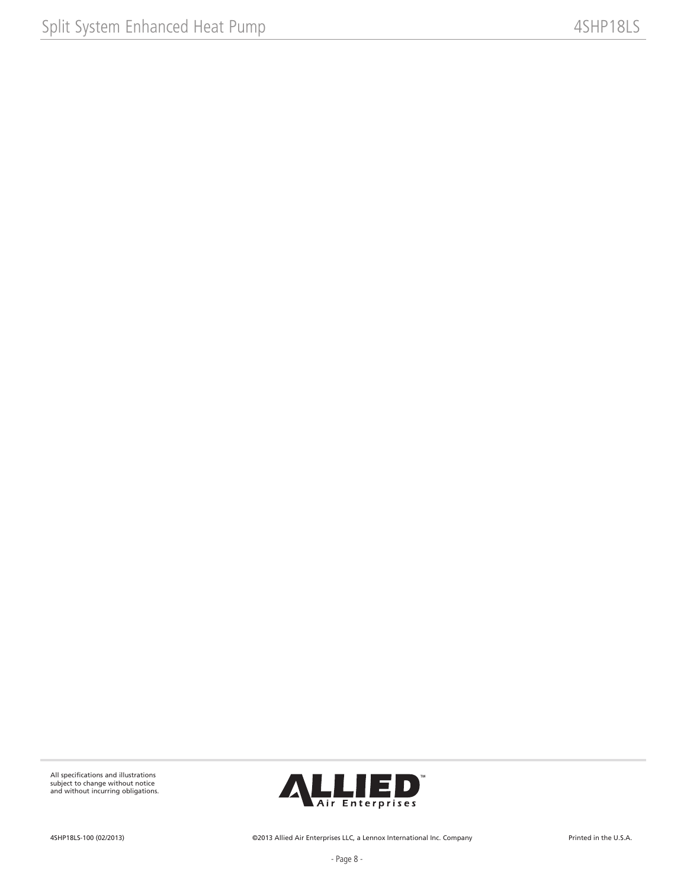All specifications and illustrations subject to change without notice and without incurring obligations.

ALLIED™ Air Enterprises

4SHP18LS-100 (02/2013)

©2013 Allied Air Enterprises LLC, a Lennox International Inc. Company

Printed in the U.S.A.